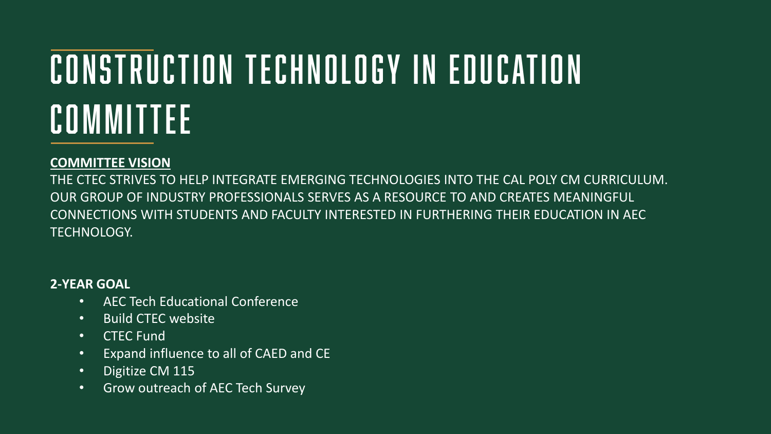# CONSTRUCTION TECHNOLOGY IN EDUCATION COMMITTEE

**COMMITTEE VISION**

THE CTEC STRIVES TO HELP INTEGRATE EMERGING TECHNOLOGIES INTO THE CAL POLY CM CURRICULUM. OUR GROUP OF INDUSTRY PROFESSIONALS SERVES AS A RESOURCE TO AND CREATES MEANINGFUL CONNECTIONS WITH STUDENTS AND FACULTY INTERESTED IN FURTHERING THEIR EDUCATION IN AEC TECHNOLOGY.

**2-YEAR GOAL**

- AEC Tech Educational Conference
- Build CTEC website
- CTEC Fund
- Expand influence to all of CAED and CE
- Digitize CM 115
- Grow outreach of AEC Tech Survey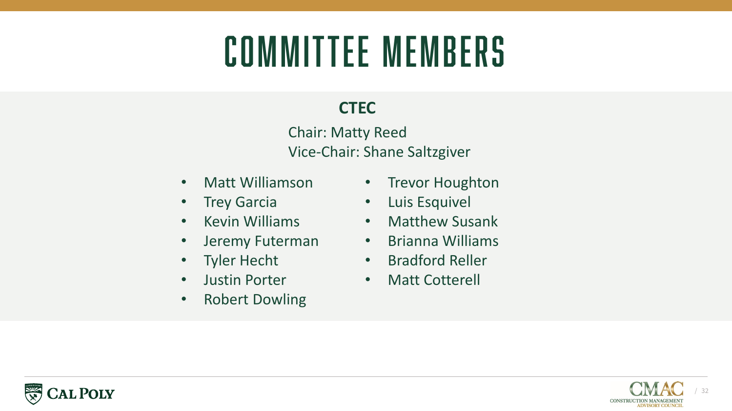# COMMITTEE MEMBERS

**CTEC**

Chair: Matty Reed
Vice-Chair: Shane Saltzgiver

- Matt Williamson
- Trey Garcia
- Kevin Williams
- Jeremy Futerman
- Tyler Hecht
- Justin Porter
- Robert Dowling
- Trevor Houghton
- Luis Esquivel
- Matthew Susank
- Brianna Williams
- Bradford Reller
- Matt Cotterell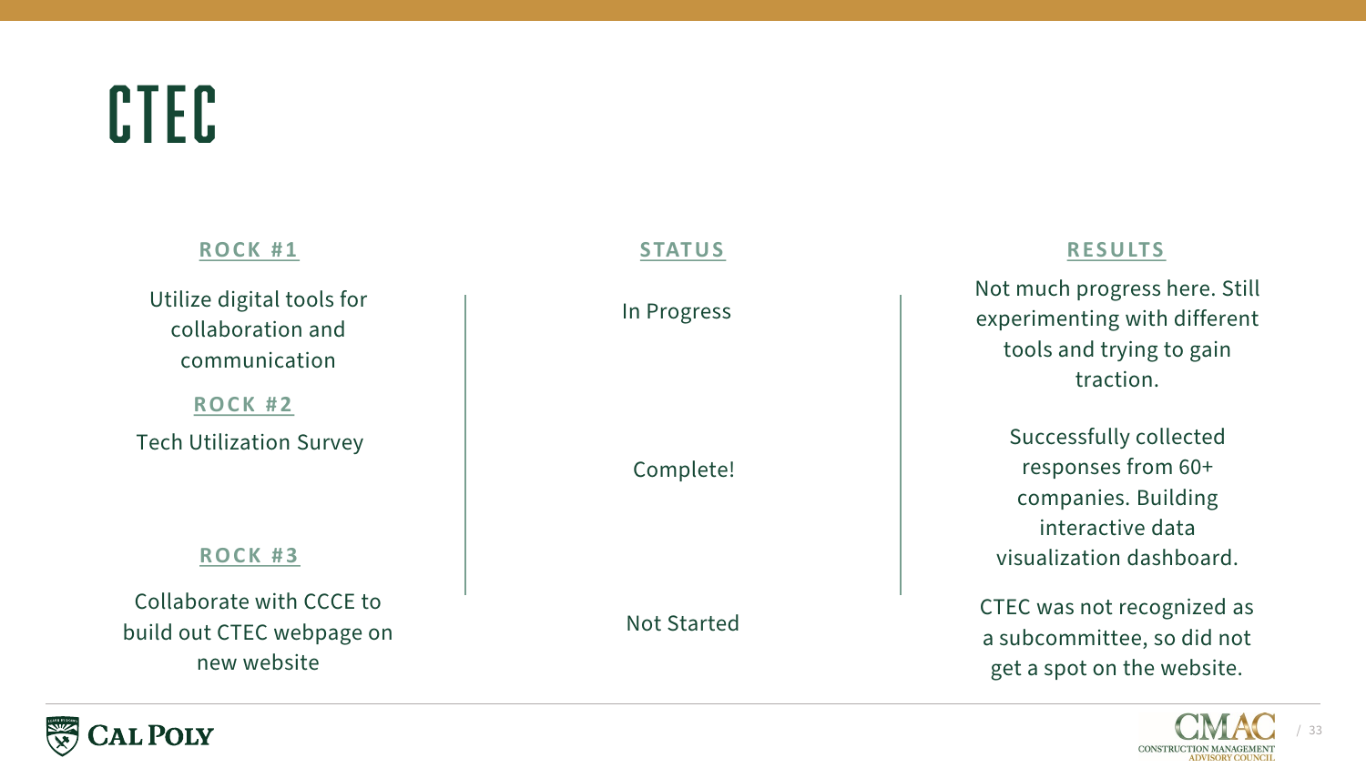# CTEC

| ROCK | STATUS | RESULTS |
| --- | --- | --- |
| **ROCK #1**<br>Utilize digital tools for collaboration and communication | In Progress | Not much progress here. Still experimenting with different tools and trying to gain traction. |
| **ROCK #2**<br>Tech Utilization Survey | Complete! | Successfully collected responses from 60+ companies. Building interactive data visualization dashboard. |
| **ROCK #3**<br>Collaborate with CCCE to build out CTEC webpage on new website | Not Started | CTEC was not recognized as a subcommittee, so did not get a spot on the website. |